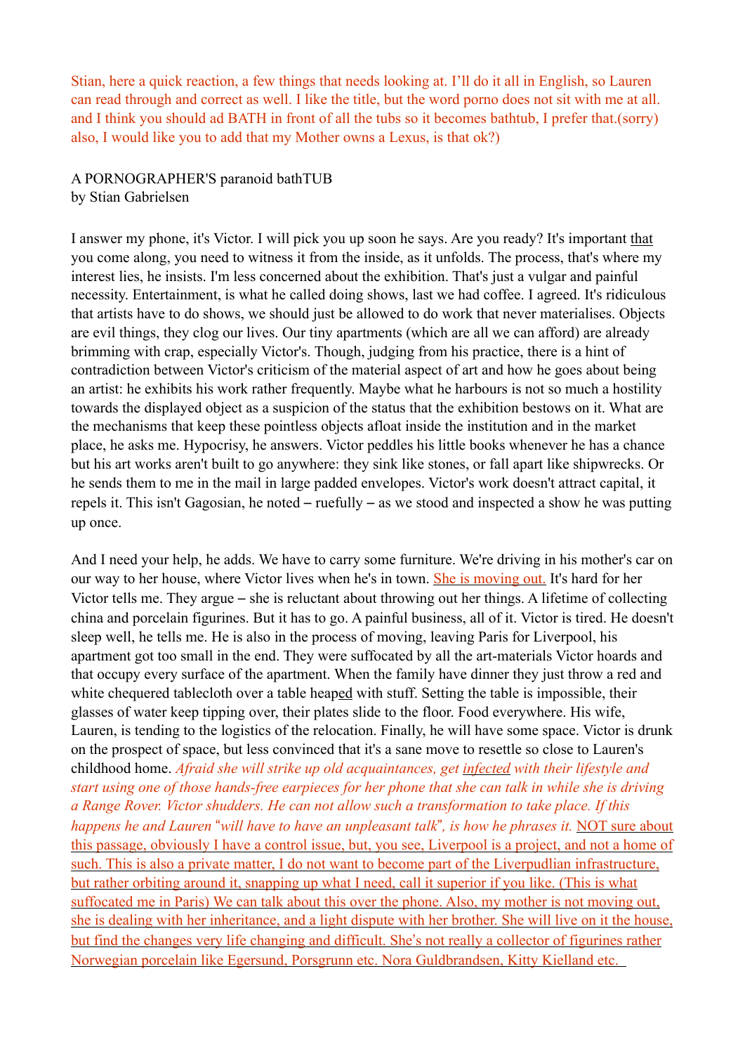Stian, here a quick reaction, a few things that needs looking at. I'll do it all in English, so Lauren can read through and correct as well. I like the title, but the word porno does not sit with me at all. and I think you should ad BATH in front of all the tubs so it becomes bathtub, I prefer that.(sorry) also, I would like you to add that my Mother owns a Lexus, is that ok?)

A PORNOGRAPHER'S paranoid bathTUB
by Stian Gabrielsen

I answer my phone, it's Victor. I will pick you up soon he says. Are you ready? It's important that you come along, you need to witness it from the inside, as it unfolds. The process, that's where my interest lies, he insists. I'm less concerned about the exhibition. That's just a vulgar and painful necessity. Entertainment, is what he called doing shows, last we had coffee. I agreed. It's ridiculous that artists have to do shows, we should just be allowed to do work that never materialises. Objects are evil things, they clog our lives. Our tiny apartments (which are all we can afford) are already brimming with crap, especially Victor's. Though, judging from his practice, there is a hint of contradiction between Victor's criticism of the material aspect of art and how he goes about being an artist: he exhibits his work rather frequently. Maybe what he harbours is not so much a hostility towards the displayed object as a suspicion of the status that the exhibition bestows on it. What are the mechanisms that keep these pointless objects afloat inside the institution and in the market place, he asks me. Hypocrisy, he answers. Victor peddles his little books whenever he has a chance but his art works aren't built to go anywhere: they sink like stones, or fall apart like shipwrecks. Or he sends them to me in the mail in large padded envelopes. Victor's work doesn't attract capital, it repels it. This isn't Gagosian, he noted – ruefully – as we stood and inspected a show he was putting up once.

And I need your help, he adds. We have to carry some furniture. We're driving in his mother's car on our way to her house, where Victor lives when he's in town. She is moving out. It's hard for her Victor tells me. They argue – she is reluctant about throwing out her things. A lifetime of collecting china and porcelain figurines. But it has to go. A painful business, all of it. Victor is tired. He doesn't sleep well, he tells me. He is also in the process of moving, leaving Paris for Liverpool, his apartment got too small in the end. They were suffocated by all the art-materials Victor hoards and that occupy every surface of the apartment. When the family have dinner they just throw a red and white chequered tablecloth over a table heaped with stuff. Setting the table is impossible, their glasses of water keep tipping over, their plates slide to the floor. Food everywhere. His wife, Lauren, is tending to the logistics of the relocation. Finally, he will have some space. Victor is drunk on the prospect of space, but less convinced that it's a sane move to resettle so close to Lauren's childhood home. *Afraid she will strike up old acquaintances, get infected with their lifestyle and start using one of those hands-free earpieces for her phone that she can talk in while she is driving a Range Rover. Victor shudders. He can not allow such a transformation to take place. If this happens he and Lauren "will have to have an unpleasant talk", is how he phrases it.* NOT sure about this passage, obviously I have a control issue, but, you see, Liverpool is a project, and not a home of such. This is also a private matter, I do not want to become part of the Liverpudlian infrastructure, but rather orbiting around it, snapping up what I need, call it superior if you like. (This is what suffocated me in Paris) We can talk about this over the phone. Also, my mother is not moving out, she is dealing with her inheritance, and a light dispute with her brother. She will live on it the house, but find the changes very life changing and difficult. She's not really a collector of figurines rather Norwegian porcelain like Egersund, Porsgrunn etc. Nora Guldbrandsen, Kitty Kielland etc.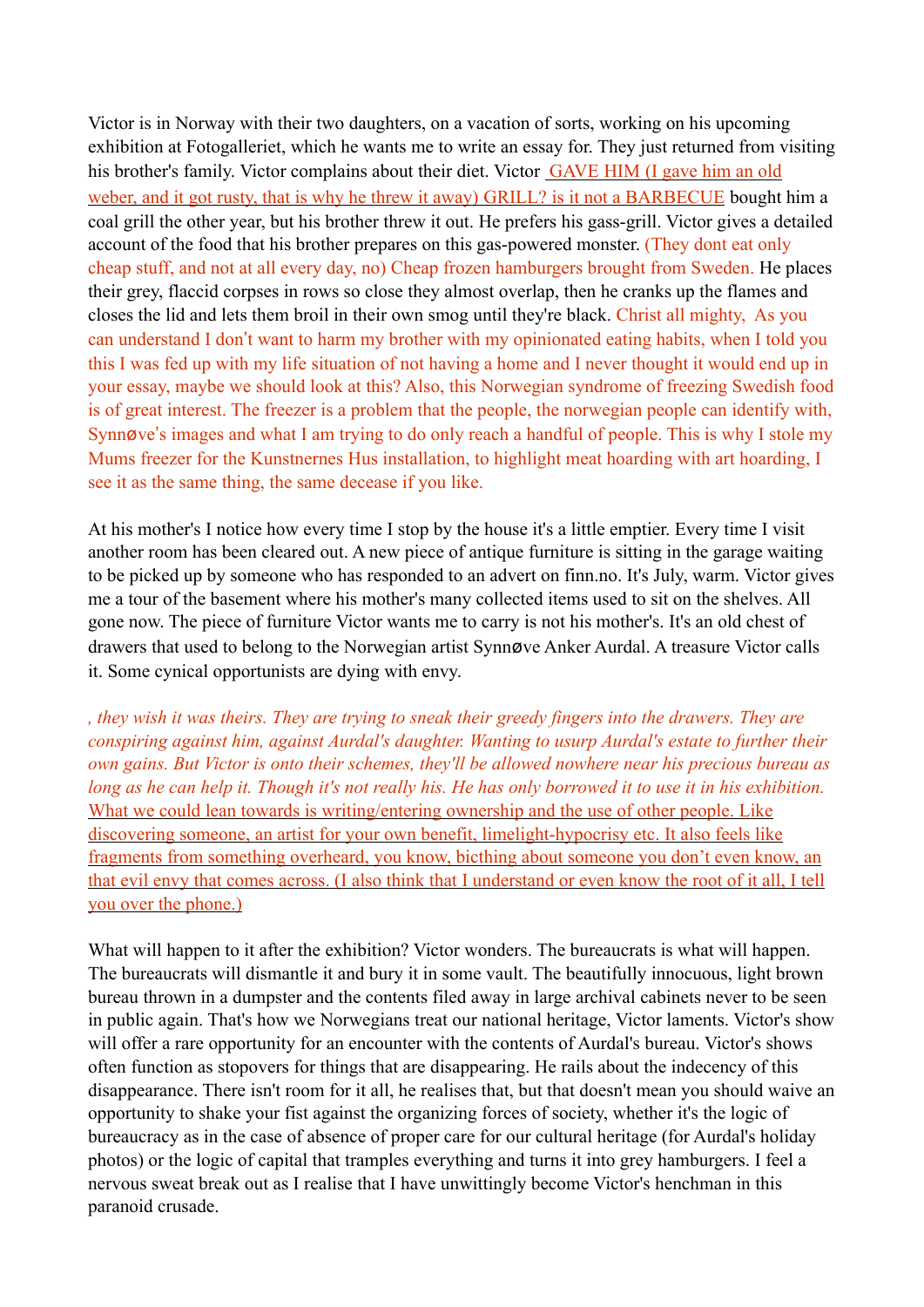Victor is in Norway with their two daughters, on a vacation of sorts, working on his upcoming exhibition at Fotogalleriet, which he wants me to write an essay for. They just returned from visiting his brother's family. Victor complains about their diet. Victor GAVE HIM (I gave him an old weber, and it got rusty, that is why he threw it away) GRILL? is it not a BARBECUE bought him a coal grill the other year, but his brother threw it out. He prefers his gass-grill. Victor gives a detailed account of the food that his brother prepares on this gas-powered monster. (They dont eat only cheap stuff, and not at all every day, no) Cheap frozen hamburgers brought from Sweden. He places their grey, flaccid corpses in rows so close they almost overlap, then he cranks up the flames and closes the lid and lets them broil in their own smog until they're black. Christ all mighty, As you can understand I don't want to harm my brother with my opinionated eating habits, when I told you this I was fed up with my life situation of not having a home and I never thought it would end up in your essay, maybe we should look at this? Also, this Norwegian syndrome of freezing Swedish food is of great interest. The freezer is a problem that the people, the norwegian people can identify with, Synnøve's images and what I am trying to do only reach a handful of people. This is why I stole my Mums freezer for the Kunstnernes Hus installation, to highlight meat hoarding with art hoarding, I see it as the same thing, the same decease if you like.

At his mother's I notice how every time I stop by the house it's a little emptier. Every time I visit another room has been cleared out. A new piece of antique furniture is sitting in the garage waiting to be picked up by someone who has responded to an advert on finn.no. It's July, warm. Victor gives me a tour of the basement where his mother's many collected items used to sit on the shelves. All gone now. The piece of furniture Victor wants me to carry is not his mother's. It's an old chest of drawers that used to belong to the Norwegian artist Synnøve Anker Aurdal. A treasure Victor calls it. Some cynical opportunists are dying with envy.

*, they wish it was theirs. They are trying to sneak their greedy fingers into the drawers. They are conspiring against him, against Aurdal's daughter. Wanting to usurp Aurdal's estate to further their own gains. But Victor is onto their schemes, they'll be allowed nowhere near his precious bureau as long as he can help it. Though it's not really his. He has only borrowed it to use it in his exhibition.* What we could lean towards is writing/entering ownership and the use of other people. Like discovering someone, an artist for your own benefit, limelight-hypocrisy etc. It also feels like fragments from something overheard, you know, bicthing about someone you don't even know, an that evil envy that comes across. (I also think that I understand or even know the root of it all, I tell you over the phone.)

What will happen to it after the exhibition? Victor wonders. The bureaucrats is what will happen. The bureaucrats will dismantle it and bury it in some vault. The beautifully innocuous, light brown bureau thrown in a dumpster and the contents filed away in large archival cabinets never to be seen in public again. That's how we Norwegians treat our national heritage, Victor laments. Victor's show will offer a rare opportunity for an encounter with the contents of Aurdal's bureau. Victor's shows often function as stopovers for things that are disappearing. He rails about the indecency of this disappearance. There isn't room for it all, he realises that, but that doesn't mean you should waive an opportunity to shake your fist against the organizing forces of society, whether it's the logic of bureaucracy as in the case of absence of proper care for our cultural heritage (for Aurdal's holiday photos) or the logic of capital that tramples everything and turns it into grey hamburgers. I feel a nervous sweat break out as I realise that I have unwittingly become Victor's henchman in this paranoid crusade.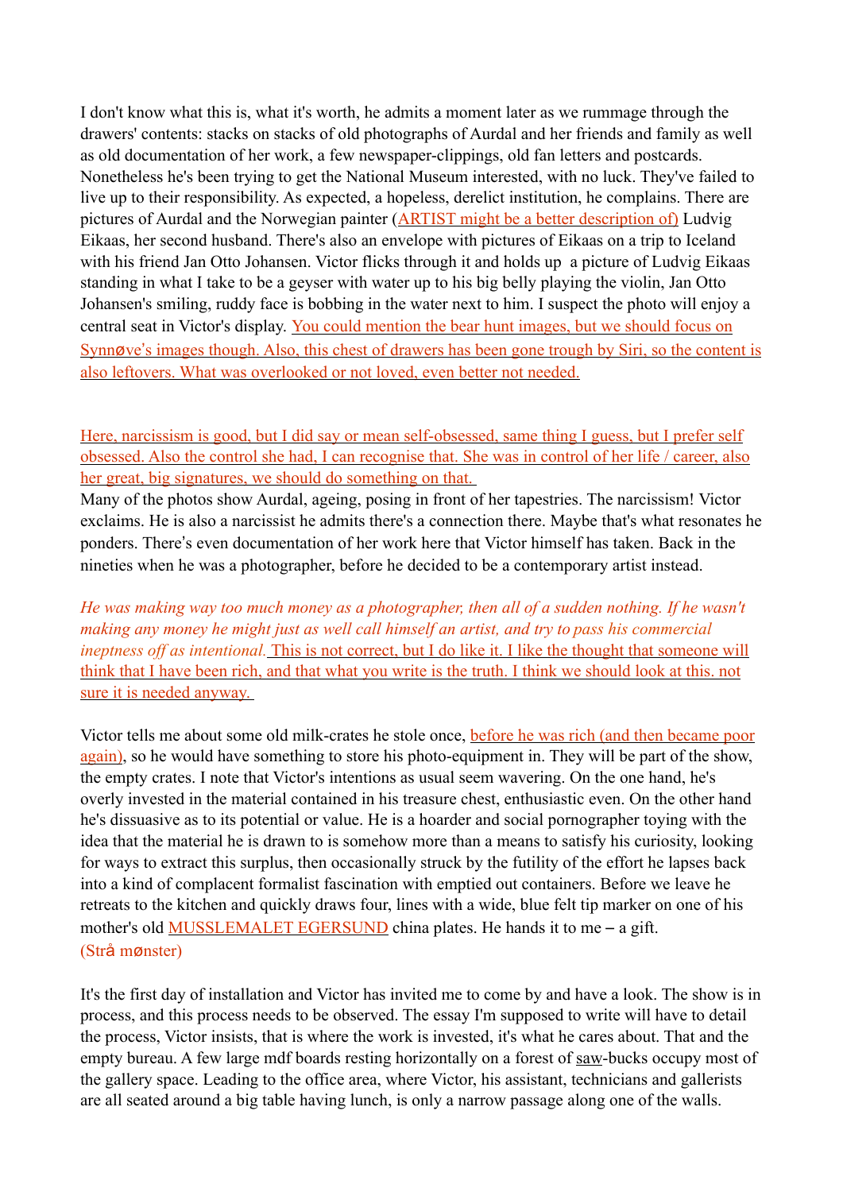I don't know what this is, what it's worth, he admits a moment later as we rummage through the drawers' contents: stacks on stacks of old photographs of Aurdal and her friends and family as well as old documentation of her work, a few newspaper-clippings, old fan letters and postcards. Nonetheless he's been trying to get the National Museum interested, with no luck. They've failed to live up to their responsibility. As expected, a hopeless, derelict institution, he complains. There are pictures of Aurdal and the Norwegian painter (ARTIST might be a better description of) Ludvig Eikaas, her second husband. There's also an envelope with pictures of Eikaas on a trip to Iceland with his friend Jan Otto Johansen. Victor flicks through it and holds up a picture of Ludvig Eikaas standing in what I take to be a geyser with water up to his big belly playing the violin, Jan Otto Johansen's smiling, ruddy face is bobbing in the water next to him. I suspect the photo will enjoy a central seat in Victor's display. You could mention the bear hunt images, but we should focus on Synnøve's images though. Also, this chest of drawers has been gone trough by Siri, so the content is also leftovers. What was overlooked or not loved, even better not needed.

Here, narcissism is good, but I did say or mean self-obsessed, same thing I guess, but I prefer self obsessed. Also the control she had, I can recognise that. She was in control of her life / career, also her great, big signatures, we should do something on that.

Many of the photos show Aurdal, ageing, posing in front of her tapestries. The narcissism! Victor exclaims. He is also a narcissist he admits there's a connection there. Maybe that's what resonates he ponders. There's even documentation of her work here that Victor himself has taken. Back in the nineties when he was a photographer, before he decided to be a contemporary artist instead.

*He was making way too much money as a photographer, then all of a sudden nothing. If he wasn't making any money he might just as well call himself an artist, and try to pass his commercial ineptness off as intentional.* This is not correct, but I do like it. I like the thought that someone will think that I have been rich, and that what you write is the truth. I think we should look at this. not sure it is needed anyway.

Victor tells me about some old milk-crates he stole once, before he was rich (and then became poor again), so he would have something to store his photo-equipment in. They will be part of the show, the empty crates. I note that Victor's intentions as usual seem wavering. On the one hand, he's overly invested in the material contained in his treasure chest, enthusiastic even. On the other hand he's dissuasive as to its potential or value. He is a hoarder and social pornographer toying with the idea that the material he is drawn to is somehow more than a means to satisfy his curiosity, looking for ways to extract this surplus, then occasionally struck by the futility of the effort he lapses back into a kind of complacent formalist fascination with emptied out containers. Before we leave he retreats to the kitchen and quickly draws four, lines with a wide, blue felt tip marker on one of his mother's old MUSSLEMALET EGERSUND china plates. He hands it to me – a gift. (Strå mønster)

It's the first day of installation and Victor has invited me to come by and have a look. The show is in process, and this process needs to be observed. The essay I'm supposed to write will have to detail the process, Victor insists, that is where the work is invested, it's what he cares about. That and the empty bureau. A few large mdf boards resting horizontally on a forest of saw-bucks occupy most of the gallery space. Leading to the office area, where Victor, his assistant, technicians and gallerists are all seated around a big table having lunch, is only a narrow passage along one of the walls.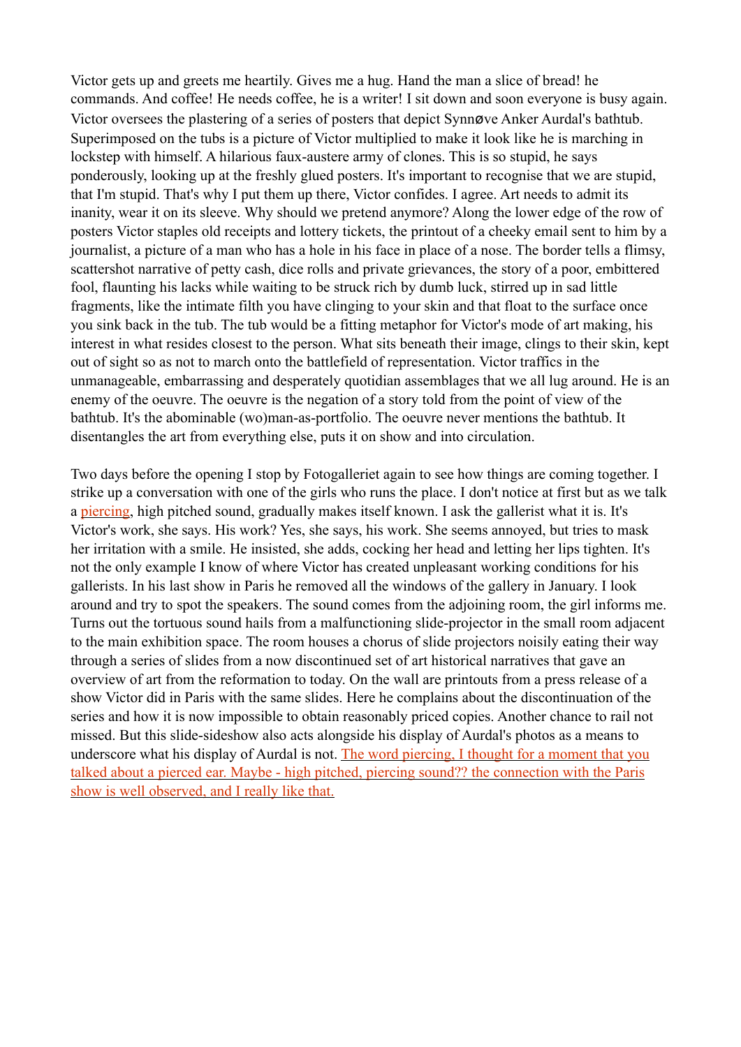Victor gets up and greets me heartily. Gives me a hug. Hand the man a slice of bread! he commands. And coffee! He needs coffee, he is a writer! I sit down and soon everyone is busy again. Victor oversees the plastering of a series of posters that depict Synnøve Anker Aurdal's bathtub. Superimposed on the tubs is a picture of Victor multiplied to make it look like he is marching in lockstep with himself. A hilarious faux-austere army of clones. This is so stupid, he says ponderously, looking up at the freshly glued posters. It's important to recognise that we are stupid, that I'm stupid. That's why I put them up there, Victor confides. I agree. Art needs to admit its inanity, wear it on its sleeve. Why should we pretend anymore? Along the lower edge of the row of posters Victor staples old receipts and lottery tickets, the printout of a cheeky email sent to him by a journalist, a picture of a man who has a hole in his face in place of a nose. The border tells a flimsy, scattershot narrative of petty cash, dice rolls and private grievances, the story of a poor, embittered fool, flaunting his lacks while waiting to be struck rich by dumb luck, stirred up in sad little fragments, like the intimate filth you have clinging to your skin and that float to the surface once you sink back in the tub. The tub would be a fitting metaphor for Victor's mode of art making, his interest in what resides closest to the person. What sits beneath their image, clings to their skin, kept out of sight so as not to march onto the battlefield of representation. Victor traffics in the unmanageable, embarrassing and desperately quotidian assemblages that we all lug around. He is an enemy of the oeuvre. The oeuvre is the negation of a story told from the point of view of the bathtub. It's the abominable (wo)man-as-portfolio. The oeuvre never mentions the bathtub. It disentangles the art from everything else, puts it on show and into circulation.

Two days before the opening I stop by Fotogalleriet again to see how things are coming together. I strike up a conversation with one of the girls who runs the place. I don't notice at first but as we talk a piercing, high pitched sound, gradually makes itself known. I ask the gallerist what it is. It's Victor's work, she says. His work? Yes, she says, his work. She seems annoyed, but tries to mask her irritation with a smile. He insisted, she adds, cocking her head and letting her lips tighten. It's not the only example I know of where Victor has created unpleasant working conditions for his gallerists. In his last show in Paris he removed all the windows of the gallery in January. I look around and try to spot the speakers. The sound comes from the adjoining room, the girl informs me. Turns out the tortuous sound hails from a malfunctioning slide-projector in the small room adjacent to the main exhibition space. The room houses a chorus of slide projectors noisily eating their way through a series of slides from a now discontinued set of art historical narratives that gave an overview of art from the reformation to today. On the wall are printouts from a press release of a show Victor did in Paris with the same slides. Here he complains about the discontinuation of the series and how it is now impossible to obtain reasonably priced copies. Another chance to rail not missed. But this slide-sideshow also acts alongside his display of Aurdal's photos as a means to underscore what his display of Aurdal is not. The word piercing, I thought for a moment that you talked about a pierced ear. Maybe - high pitched, piercing sound?? the connection with the Paris show is well observed, and I really like that.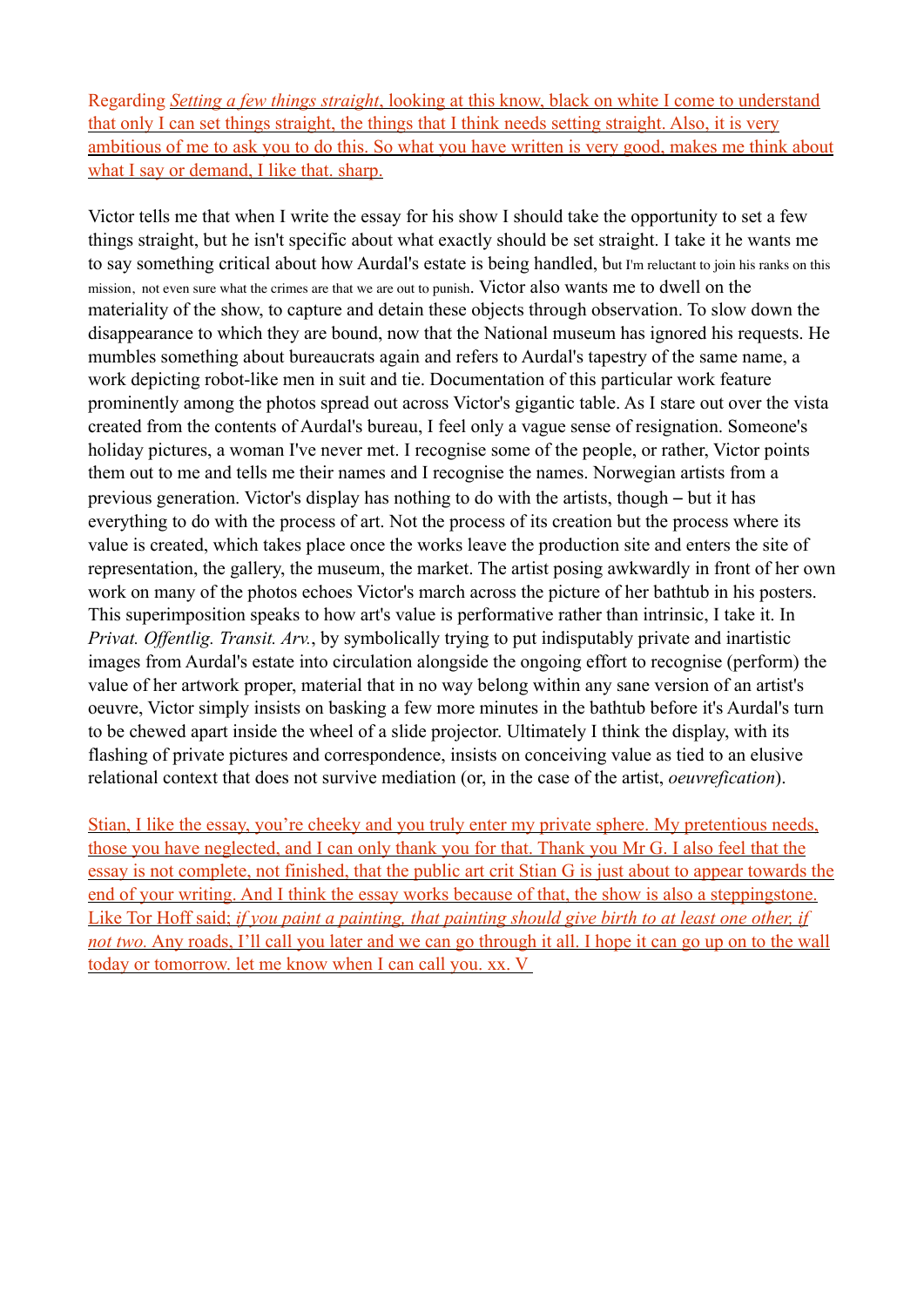Regarding *Setting a few things straight*, looking at this know, black on white I come to understand that only I can set things straight, the things that I think needs setting straight. Also, it is very ambitious of me to ask you to do this. So what you have written is very good, makes me think about what I say or demand, I like that. sharp.

Victor tells me that when I write the essay for his show I should take the opportunity to set a few things straight, but he isn't specific about what exactly should be set straight. I take it he wants me to say something critical about how Aurdal's estate is being handled, but I'm reluctant to join his ranks on this mission, not even sure what the crimes are that we are out to punish. Victor also wants me to dwell on the materiality of the show, to capture and detain these objects through observation. To slow down the disappearance to which they are bound, now that the National museum has ignored his requests. He mumbles something about bureaucrats again and refers to Aurdal's tapestry of the same name, a work depicting robot-like men in suit and tie. Documentation of this particular work feature prominently among the photos spread out across Victor's gigantic table. As I stare out over the vista created from the contents of Aurdal's bureau, I feel only a vague sense of resignation. Someone's holiday pictures, a woman I've never met. I recognise some of the people, or rather, Victor points them out to me and tells me their names and I recognise the names. Norwegian artists from a previous generation. Victor's display has nothing to do with the artists, though – but it has everything to do with the process of art. Not the process of its creation but the process where its value is created, which takes place once the works leave the production site and enters the site of representation, the gallery, the museum, the market. The artist posing awkwardly in front of her own work on many of the photos echoes Victor's march across the picture of her bathtub in his posters. This superimposition speaks to how art's value is performative rather than intrinsic, I take it. In *Privat. Offentlig. Transit. Arv.*, by symbolically trying to put indisputably private and inartistic images from Aurdal's estate into circulation alongside the ongoing effort to recognise (perform) the value of her artwork proper, material that in no way belong within any sane version of an artist's oeuvre, Victor simply insists on basking a few more minutes in the bathtub before it's Aurdal's turn to be chewed apart inside the wheel of a slide projector. Ultimately I think the display, with its flashing of private pictures and correspondence, insists on conceiving value as tied to an elusive relational context that does not survive mediation (or, in the case of the artist, *oeuvrefication*).

Stian, I like the essay, you're cheeky and you truly enter my private sphere. My pretentious needs, those you have neglected, and I can only thank you for that. Thank you Mr G. I also feel that the essay is not complete, not finished, that the public art crit Stian G is just about to appear towards the end of your writing. And I think the essay works because of that, the show is also a steppingstone. Like Tor Hoff said; *if you paint a painting, that painting should give birth to at least one other, if not two.* Any roads, I'll call you later and we can go through it all. I hope it can go up on to the wall today or tomorrow. let me know when I can call you. xx. V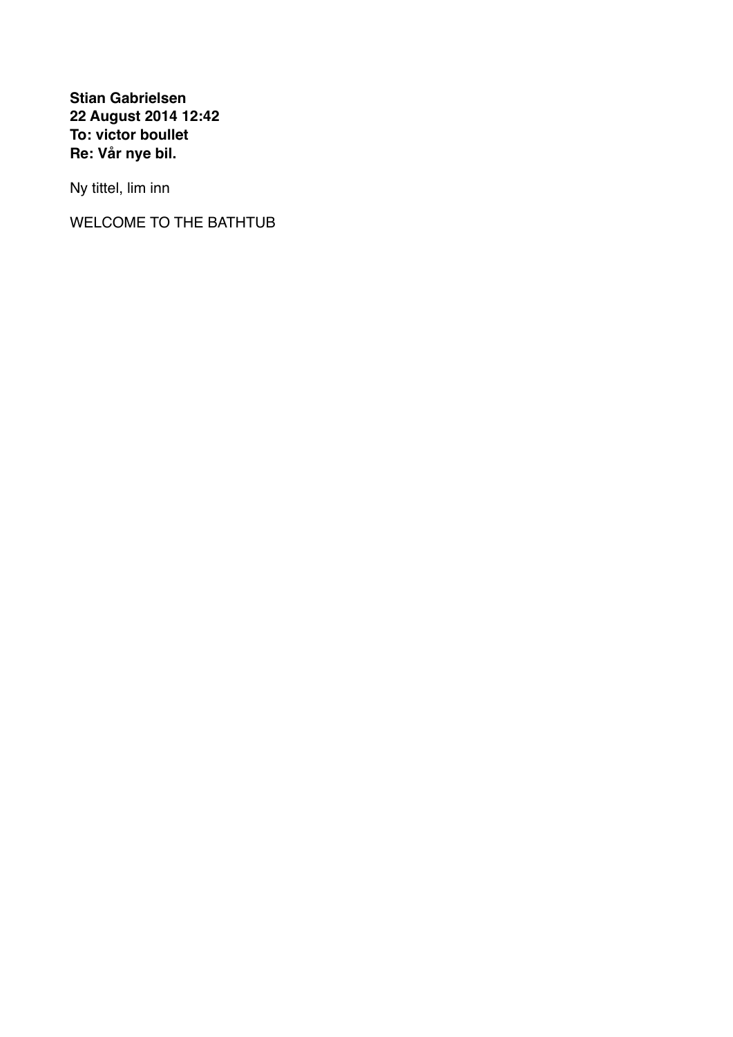**Stian Gabrielsen**
**22 August 2014 12:42**
**To: victor boullet**
**Re: Vår nye bil.**

Ny tittel, lim inn

WELCOME TO THE BATHTUB